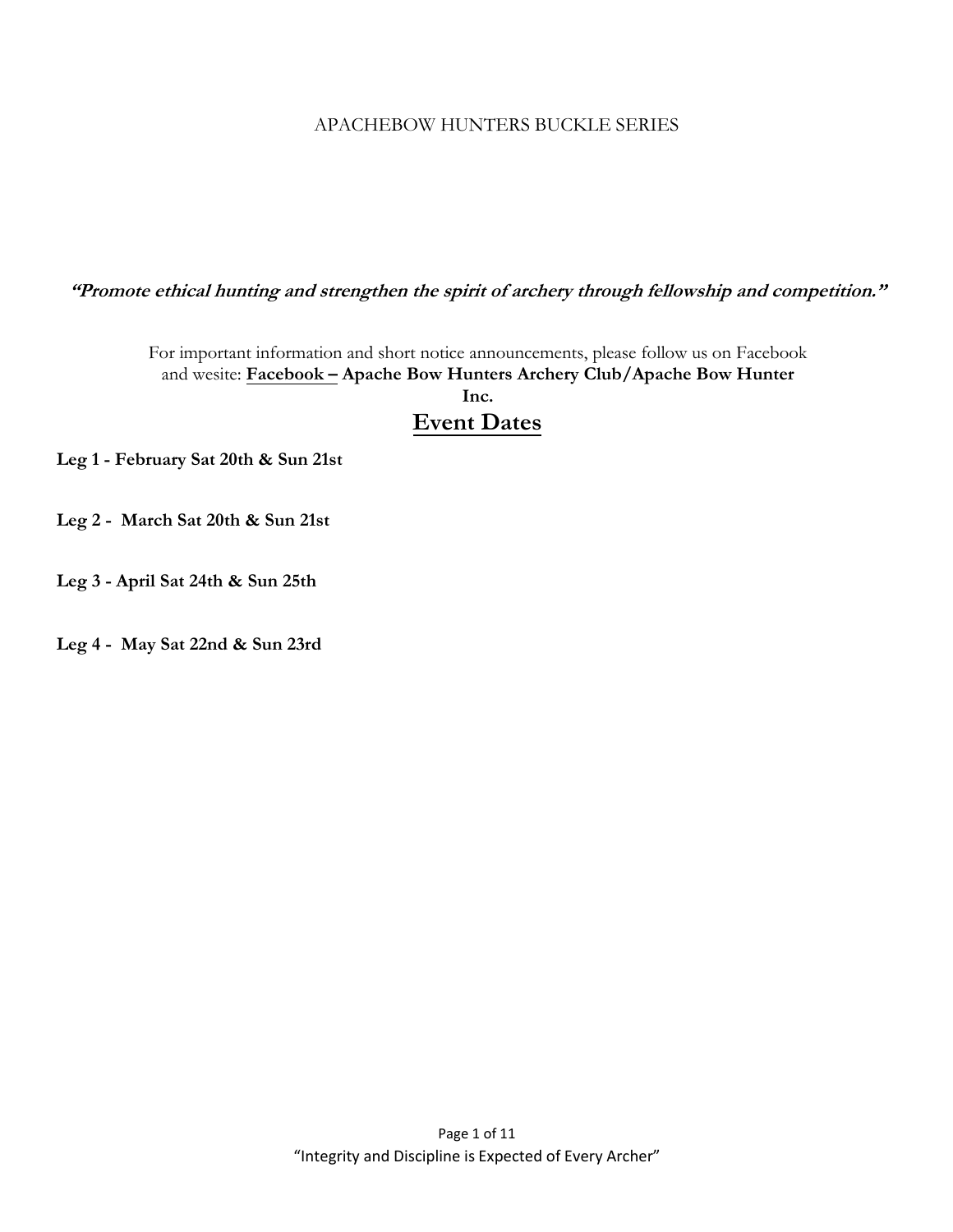APACHEBOW HUNTERS BUCKLE SERIES

***"Promote ethical hunting and strengthen the spirit of archery through fellowship and competition."***

For important information and short notice announcements, please follow us on Facebook and wesite: **Facebook – Apache Bow Hunters Archery Club/Apache Bow Hunter Inc.**

## Event Dates

**Leg 1 - February Sat 20th & Sun 21st**

**Leg 2 - March Sat 20th & Sun 21st**

**Leg 3 - April Sat 24th & Sun 25th**

**Leg 4 - May Sat 22nd & Sun 23rd**

"Integrity and Discipline is Expected of Every Archer"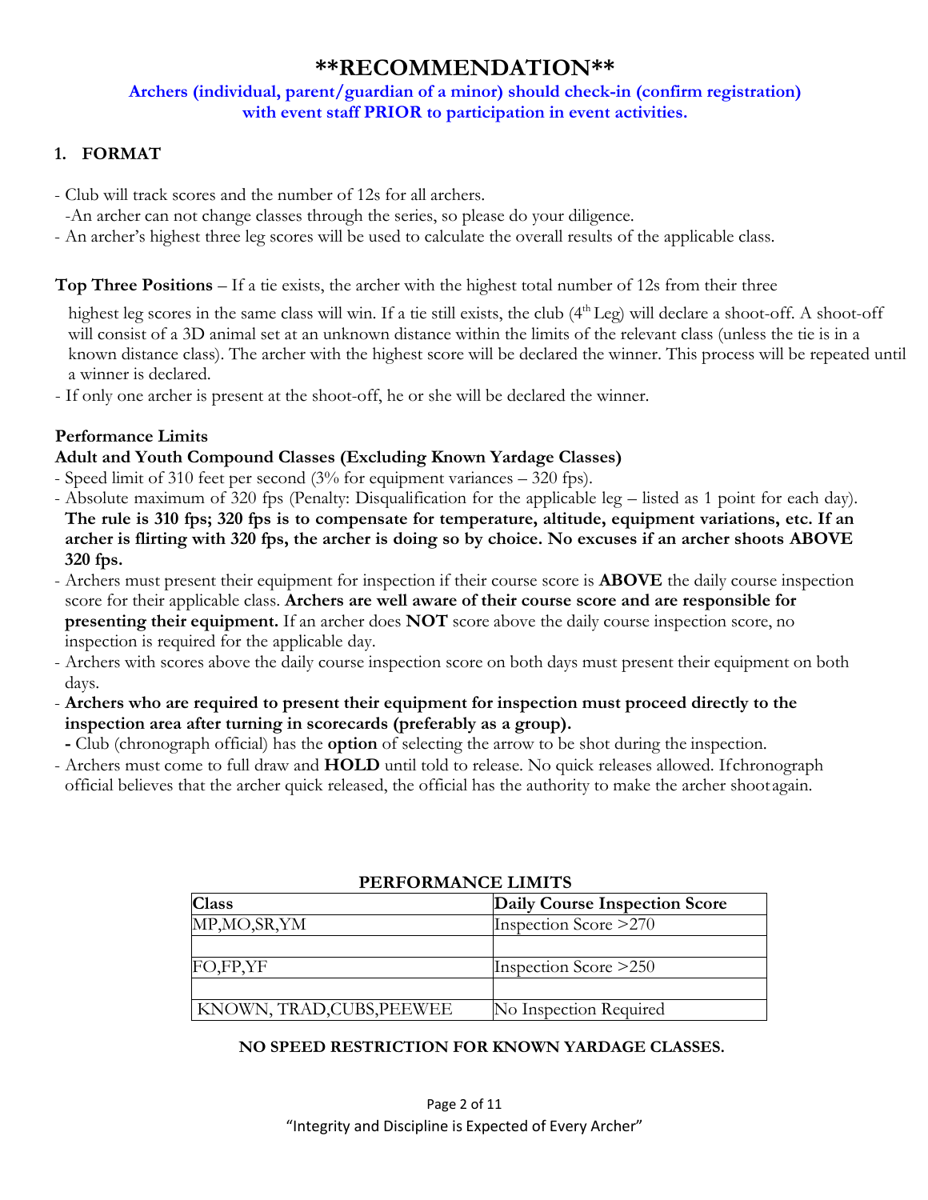# **RECOMMENDATION**

**Archers (individual, parent/guardian of a minor) should check-in (confirm registration) with event staff PRIOR to participation in event activities.**

## 1. FORMAT

- Club will track scores and the number of 12s for all archers.
  - An archer can not change classes through the series, so please do your diligence.
- An archer's highest three leg scores will be used to calculate the overall results of the applicable class.

**Top Three Positions** – If a tie exists, the archer with the highest total number of 12s from their three highest leg scores in the same class will win. If a tie still exists, the club (4th Leg) will declare a shoot-off. A shoot-off will consist of a 3D animal set at an unknown distance within the limits of the relevant class (unless the tie is in a known distance class). The archer with the highest score will be declared the winner. This process will be repeated until a winner is declared.

- If only one archer is present at the shoot-off, he or she will be declared the winner.

**Performance Limits**

**Adult and Youth Compound Classes (Excluding Known Yardage Classes)**

- Speed limit of 310 feet per second (3% for equipment variances – 320 fps).
- Absolute maximum of 320 fps (Penalty: Disqualification for the applicable leg – listed as 1 point for each day). **The rule is 310 fps; 320 fps is to compensate for temperature, altitude, equipment variations, etc. If an archer is flirting with 320 fps, the archer is doing so by choice. No excuses if an archer shoots ABOVE 320 fps.**
- Archers must present their equipment for inspection if their course score is **ABOVE** the daily course inspection score for their applicable class. **Archers are well aware of their course score and are responsible for presenting their equipment.** If an archer does **NOT** score above the daily course inspection score, no inspection is required for the applicable day.
- Archers with scores above the daily course inspection score on both days must present their equipment on both days.
- **Archers who are required to present their equipment for inspection must proceed directly to the inspection area after turning in scorecards (preferably as a group).**
  - Club (chronograph official) has the **option** of selecting the arrow to be shot during the inspection.
- Archers must come to full draw and **HOLD** until told to release. No quick releases allowed. If chronograph official believes that the archer quick released, the official has the authority to make the archer shoot again.

**PERFORMANCE LIMITS**

| Class | Daily Course Inspection Score |
|---|---|
| MP,MO,SR,YM | Inspection Score >270 |
| | |
| FO,FP,YF | Inspection Score >250 |
| | |
| KNOWN, TRAD,CUBS,PEEWEE | No Inspection Required |

**NO SPEED RESTRICTION FOR KNOWN YARDAGE CLASSES.**

"Integrity and Discipline is Expected of Every Archer"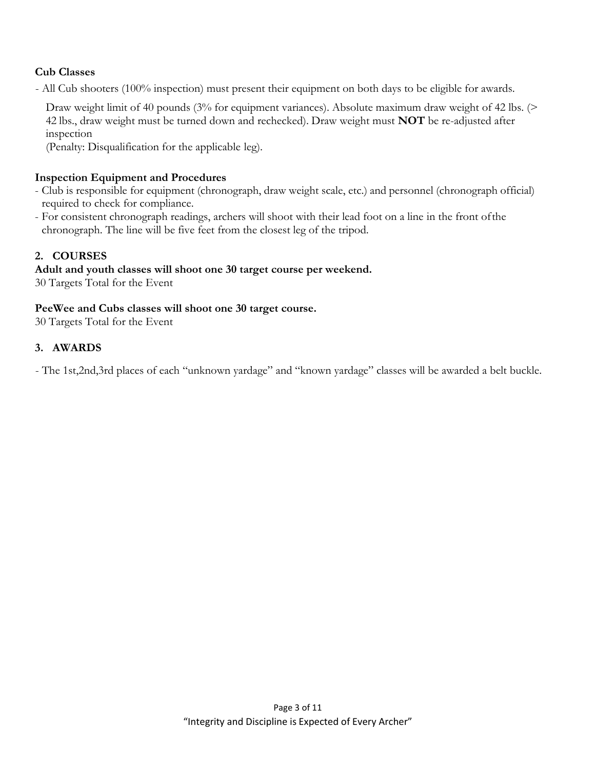**Cub Classes**

- All Cub shooters (100% inspection) must present their equipment on both days to be eligible for awards.

  Draw weight limit of 40 pounds (3% for equipment variances). Absolute maximum draw weight of 42 lbs. (> 42 lbs., draw weight must be turned down and rechecked). Draw weight must **NOT** be re-adjusted after inspection

  (Penalty: Disqualification for the applicable leg).

**Inspection Equipment and Procedures**

- Club is responsible for equipment (chronograph, draw weight scale, etc.) and personnel (chronograph official) required to check for compliance.
- For consistent chronograph readings, archers will shoot with their lead foot on a line in the front of the chronograph. The line will be five feet from the closest leg of the tripod.

## 2. COURSES

**Adult and youth classes will shoot one 30 target course per weekend.**

30 Targets Total for the Event

**PeeWee and Cubs classes will shoot one 30 target course.**

30 Targets Total for the Event

## 3. AWARDS

- The 1st,2nd,3rd places of each "unknown yardage" and "known yardage" classes will be awarded a belt buckle.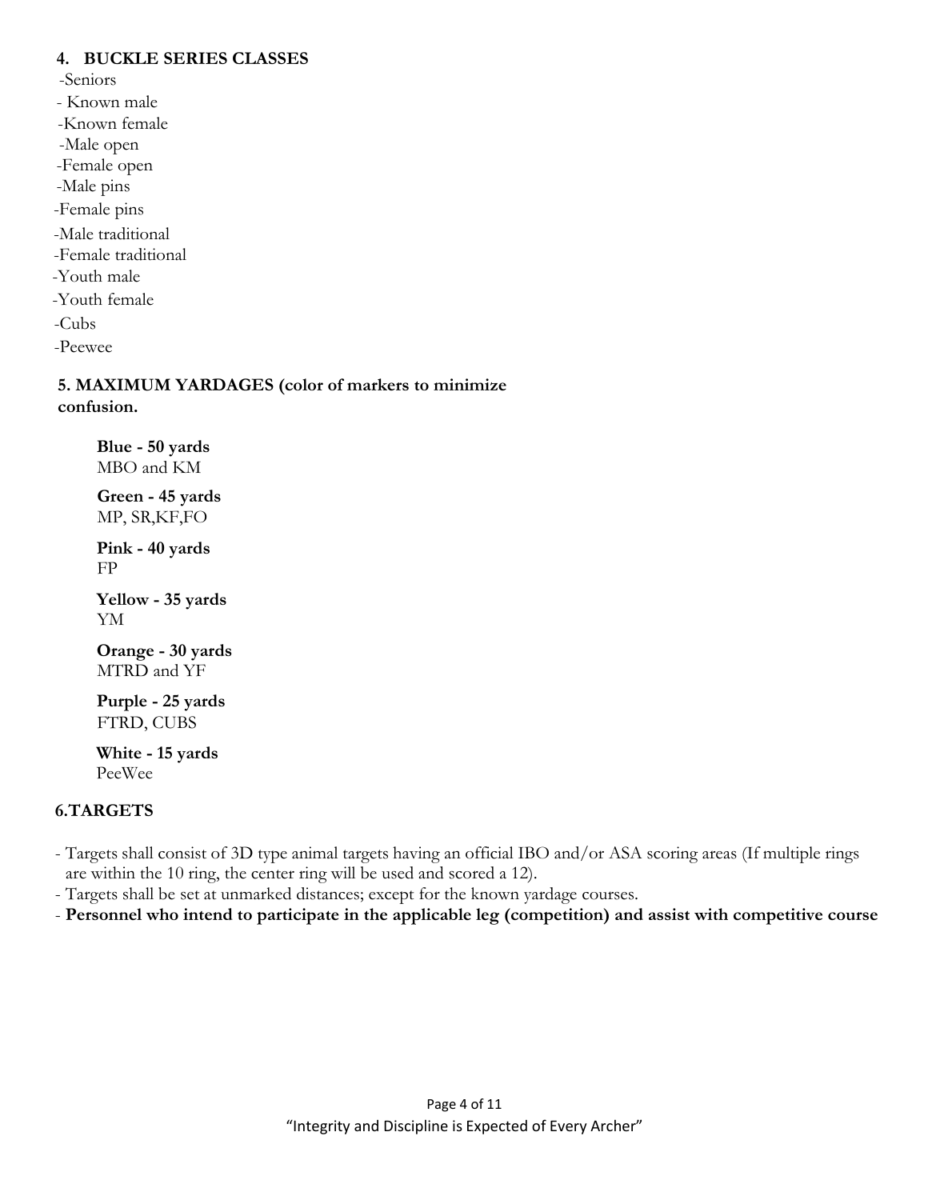## 4. BUCKLE SERIES CLASSES

- Seniors
- Known male
- Known female
- Male open
- Female open
- Male pins
- Female pins
- Male traditional
- Female traditional
- Youth male
- Youth female
- Cubs
- Peewee

## 5. MAXIMUM YARDAGES (color of markers to minimize confusion.

**Blue - 50 yards**
MBO and KM

**Green - 45 yards**
MP, SR,KF,FO

**Pink - 40 yards**
FP

**Yellow - 35 yards**
YM

**Orange - 30 yards**
MTRD and YF

**Purple - 25 yards**
FTRD, CUBS

**White - 15 yards**
PeeWee

## 6.TARGETS

- Targets shall consist of 3D type animal targets having an official IBO and/or ASA scoring areas (If multiple rings are within the 10 ring, the center ring will be used and scored a 12).
- Targets shall be set at unmarked distances; except for the known yardage courses.
- **Personnel who intend to participate in the applicable leg (competition) and assist with competitive course**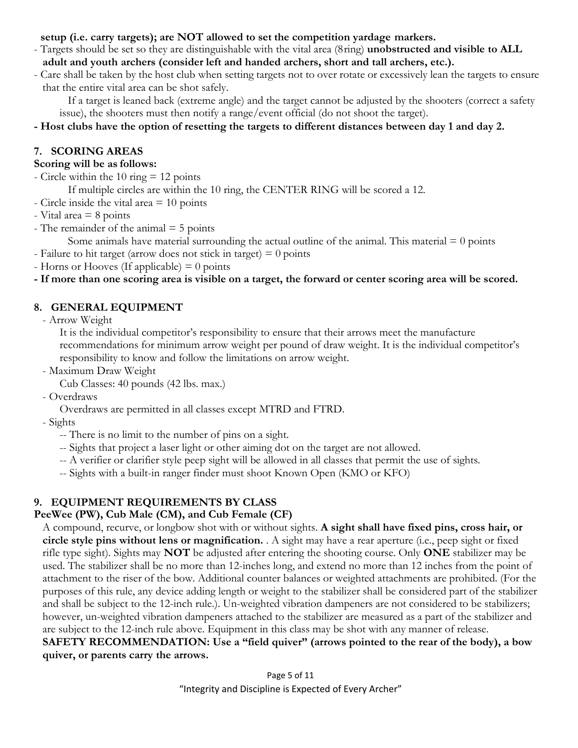**setup (i.e. carry targets); are NOT allowed to set the competition yardage markers.**

- Targets should be set so they are distinguishable with the vital area (8ring) **unobstructed and visible to ALL adult and youth archers (consider left and handed archers, short and tall archers, etc.).**
- Care shall be taken by the host club when setting targets not to over rotate or excessively lean the targets to ensure that the entire vital area can be shot safely.

  If a target is leaned back (extreme angle) and the target cannot be adjusted by the shooters (correct a safety issue), the shooters must then notify a range/event official (do not shoot the target).

**- Host clubs have the option of resetting the targets to different distances between day 1 and day 2.**

## 7. SCORING AREAS

**Scoring will be as follows:**

- Circle within the 10 ring = 12 points

  If multiple circles are within the 10 ring, the CENTER RING will be scored a 12.

- Circle inside the vital area = 10 points
- Vital area = 8 points
- The remainder of the animal = 5 points

  Some animals have material surrounding the actual outline of the animal. This material = 0 points

- Failure to hit target (arrow does not stick in target) = 0 points
- Horns or Hooves (If applicable) = 0 points

**- If more than one scoring area is visible on a target, the forward or center scoring area will be scored.**

## 8. GENERAL EQUIPMENT

- Arrow Weight

  It is the individual competitor's responsibility to ensure that their arrows meet the manufacture recommendations for minimum arrow weight per pound of draw weight. It is the individual competitor's responsibility to know and follow the limitations on arrow weight.

- Maximum Draw Weight

  Cub Classes: 40 pounds (42 lbs. max.)

- Overdraws

  Overdraws are permitted in all classes except MTRD and FTRD.

- Sights

  -- There is no limit to the number of pins on a sight.

  -- Sights that project a laser light or other aiming dot on the target are not allowed.

  -- A verifier or clarifier style peep sight will be allowed in all classes that permit the use of sights.

  -- Sights with a built-in ranger finder must shoot Known Open (KMO or KFO)

## 9. EQUIPMENT REQUIREMENTS BY CLASS

**PeeWee (PW), Cub Male (CM), and Cub Female (CF)**

A compound, recurve, or longbow shot with or without sights. **A sight shall have fixed pins, cross hair, or circle style pins without lens or magnification.** . A sight may have a rear aperture (i.e., peep sight or fixed rifle type sight). Sights may **NOT** be adjusted after entering the shooting course. Only **ONE** stabilizer may be used. The stabilizer shall be no more than 12-inches long, and extend no more than 12 inches from the point of attachment to the riser of the bow. Additional counter balances or weighted attachments are prohibited. (For the purposes of this rule, any device adding length or weight to the stabilizer shall be considered part of the stabilizer and shall be subject to the 12-inch rule.). Un-weighted vibration dampeners are not considered to be stabilizers; however, un-weighted vibration dampeners attached to the stabilizer are measured as a part of the stabilizer and are subject to the 12-inch rule above. Equipment in this class may be shot with any manner of release.

**SAFETY RECOMMENDATION: Use a "field quiver" (arrows pointed to the rear of the body), a bow quiver, or parents carry the arrows.**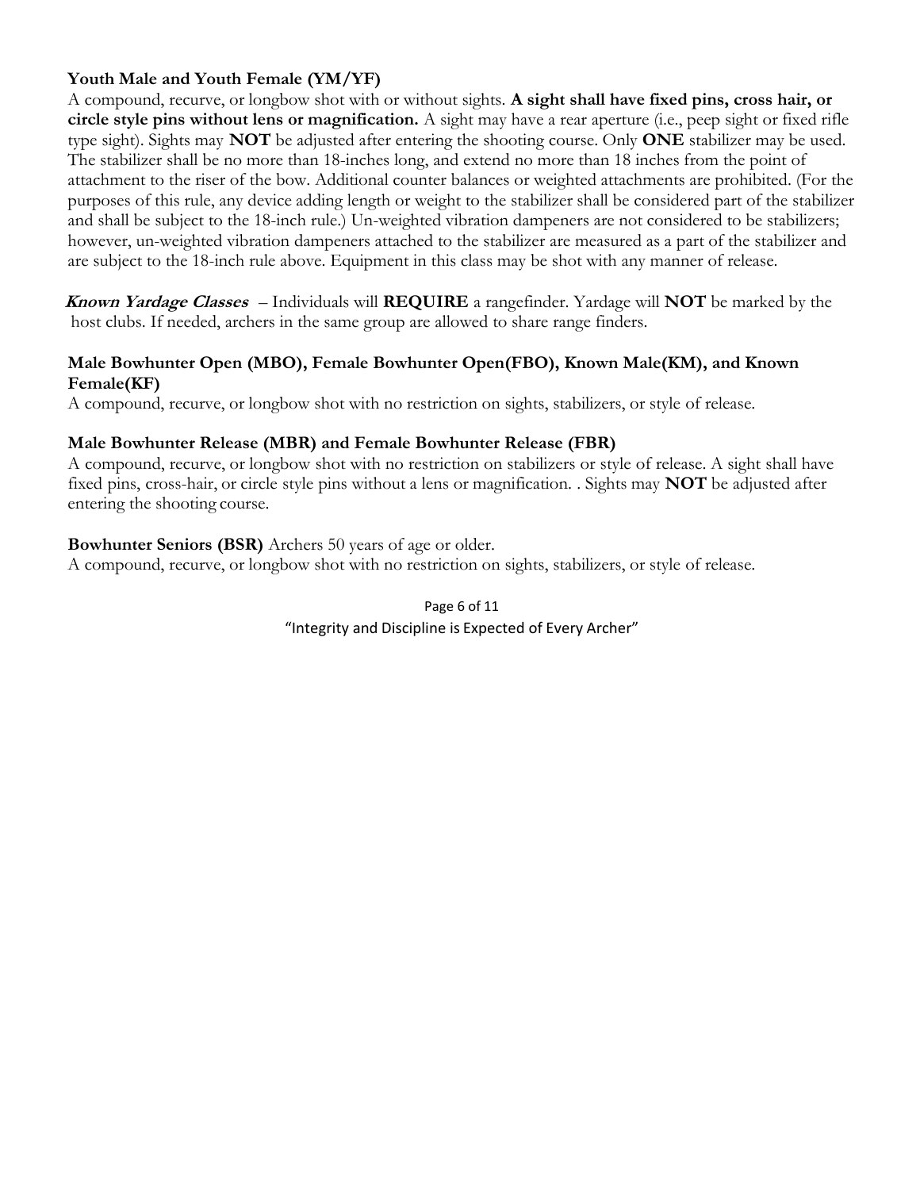**Youth Male and Youth Female (YM/YF)**

A compound, recurve, or longbow shot with or without sights. **A sight shall have fixed pins, cross hair, or circle style pins without lens or magnification.** A sight may have a rear aperture (i.e., peep sight or fixed rifle type sight). Sights may **NOT** be adjusted after entering the shooting course. Only **ONE** stabilizer may be used. The stabilizer shall be no more than 18-inches long, and extend no more than 18 inches from the point of attachment to the riser of the bow. Additional counter balances or weighted attachments are prohibited. (For the purposes of this rule, any device adding length or weight to the stabilizer shall be considered part of the stabilizer and shall be subject to the 18-inch rule.) Un-weighted vibration dampeners are not considered to be stabilizers; however, un-weighted vibration dampeners attached to the stabilizer are measured as a part of the stabilizer and are subject to the 18-inch rule above. Equipment in this class may be shot with any manner of release.

***Known Yardage Classes*** – Individuals will **REQUIRE** a rangefinder. Yardage will **NOT** be marked by the host clubs. If needed, archers in the same group are allowed to share range finders.

**Male Bowhunter Open (MBO), Female Bowhunter Open(FBO), Known Male(KM), and Known Female(KF)**

A compound, recurve, or longbow shot with no restriction on sights, stabilizers, or style of release.

**Male Bowhunter Release (MBR) and Female Bowhunter Release (FBR)**

A compound, recurve, or longbow shot with no restriction on stabilizers or style of release. A sight shall have fixed pins, cross-hair, or circle style pins without a lens or magnification. . Sights may **NOT** be adjusted after entering the shooting course.

**Bowhunter Seniors (BSR)** Archers 50 years of age or older.

A compound, recurve, or longbow shot with no restriction on sights, stabilizers, or style of release.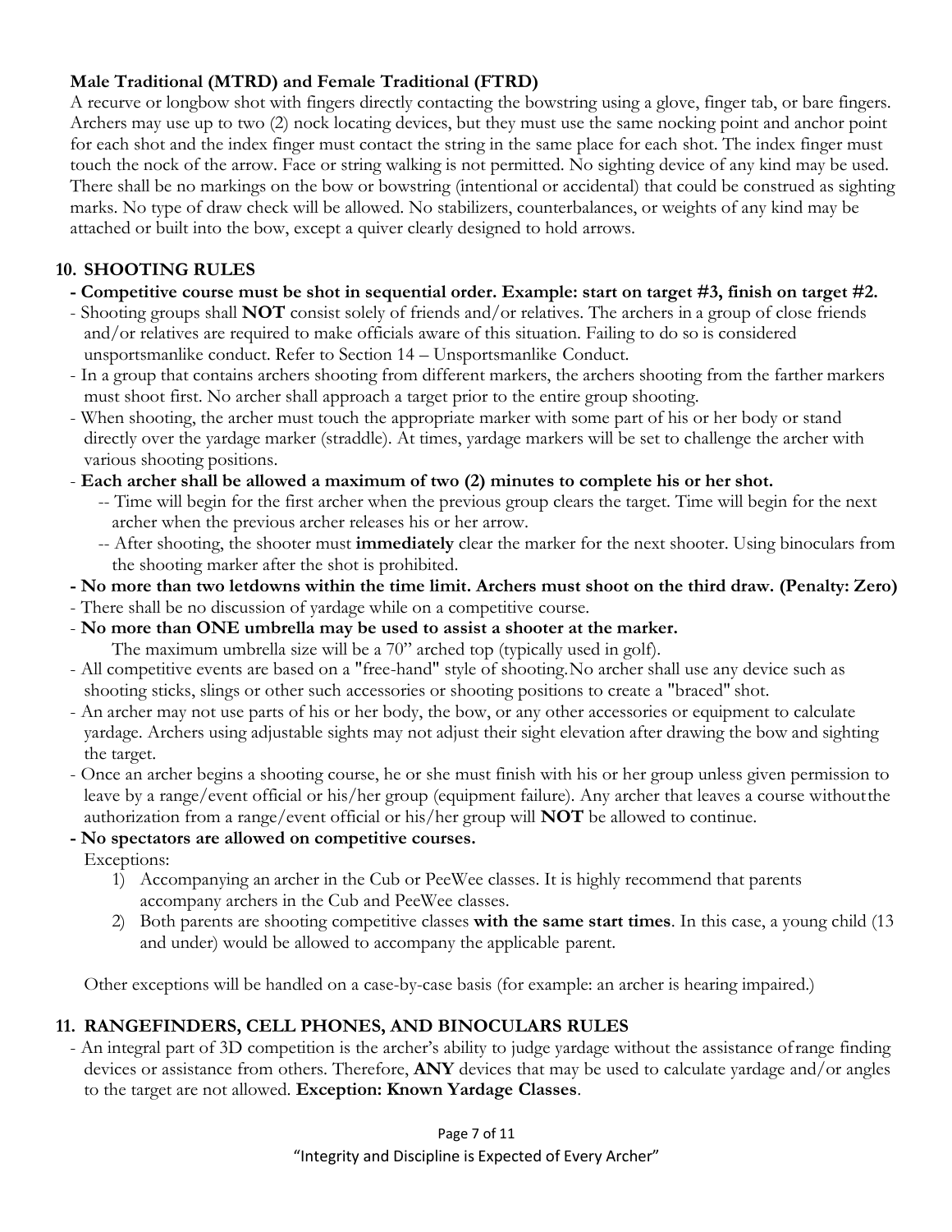**Male Traditional (MTRD) and Female Traditional (FTRD)**

A recurve or longbow shot with fingers directly contacting the bowstring using a glove, finger tab, or bare fingers. Archers may use up to two (2) nock locating devices, but they must use the same nocking point and anchor point for each shot and the index finger must contact the string in the same place for each shot. The index finger must touch the nock of the arrow. Face or string walking is not permitted. No sighting device of any kind may be used. There shall be no markings on the bow or bowstring (intentional or accidental) that could be construed as sighting marks. No type of draw check will be allowed. No stabilizers, counterbalances, or weights of any kind may be attached or built into the bow, except a quiver clearly designed to hold arrows.

## 10. SHOOTING RULES

- **Competitive course must be shot in sequential order. Example: start on target #3, finish on target #2.**
- Shooting groups shall **NOT** consist solely of friends and/or relatives. The archers in a group of close friends and/or relatives are required to make officials aware of this situation. Failing to do so is considered unsportsmanlike conduct. Refer to Section 14 – Unsportsmanlike Conduct.
- In a group that contains archers shooting from different markers, the archers shooting from the farther markers must shoot first. No archer shall approach a target prior to the entire group shooting.
- When shooting, the archer must touch the appropriate marker with some part of his or her body or stand directly over the yardage marker (straddle). At times, yardage markers will be set to challenge the archer with various shooting positions.
- **Each archer shall be allowed a maximum of two (2) minutes to complete his or her shot.**
  - -- Time will begin for the first archer when the previous group clears the target. Time will begin for the next archer when the previous archer releases his or her arrow.
  - -- After shooting, the shooter must **immediately** clear the marker for the next shooter. Using binoculars from the shooting marker after the shot is prohibited.
- **No more than two letdowns within the time limit. Archers must shoot on the third draw. (Penalty: Zero)**
- There shall be no discussion of yardage while on a competitive course.
- **No more than ONE umbrella may be used to assist a shooter at the marker.**
  The maximum umbrella size will be a 70" arched top (typically used in golf).
- All competitive events are based on a "free-hand" style of shooting. No archer shall use any device such as shooting sticks, slings or other such accessories or shooting positions to create a "braced" shot.
- An archer may not use parts of his or her body, the bow, or any other accessories or equipment to calculate yardage. Archers using adjustable sights may not adjust their sight elevation after drawing the bow and sighting the target.
- Once an archer begins a shooting course, he or she must finish with his or her group unless given permission to leave by a range/event official or his/her group (equipment failure). Any archer that leaves a course without the authorization from a range/event official or his/her group will **NOT** be allowed to continue.
- **No spectators are allowed on competitive courses.**
  Exceptions:
  1) Accompanying an archer in the Cub or PeeWee classes. It is highly recommend that parents accompany archers in the Cub and PeeWee classes.
  2) Both parents are shooting competitive classes **with the same start times**. In this case, a young child (13 and under) would be allowed to accompany the applicable parent.

  Other exceptions will be handled on a case-by-case basis (for example: an archer is hearing impaired.)

## 11. RANGEFINDERS, CELL PHONES, AND BINOCULARS RULES

- An integral part of 3D competition is the archer's ability to judge yardage without the assistance of range finding devices or assistance from others. Therefore, **ANY** devices that may be used to calculate yardage and/or angles to the target are not allowed. **Exception: Known Yardage Classes**.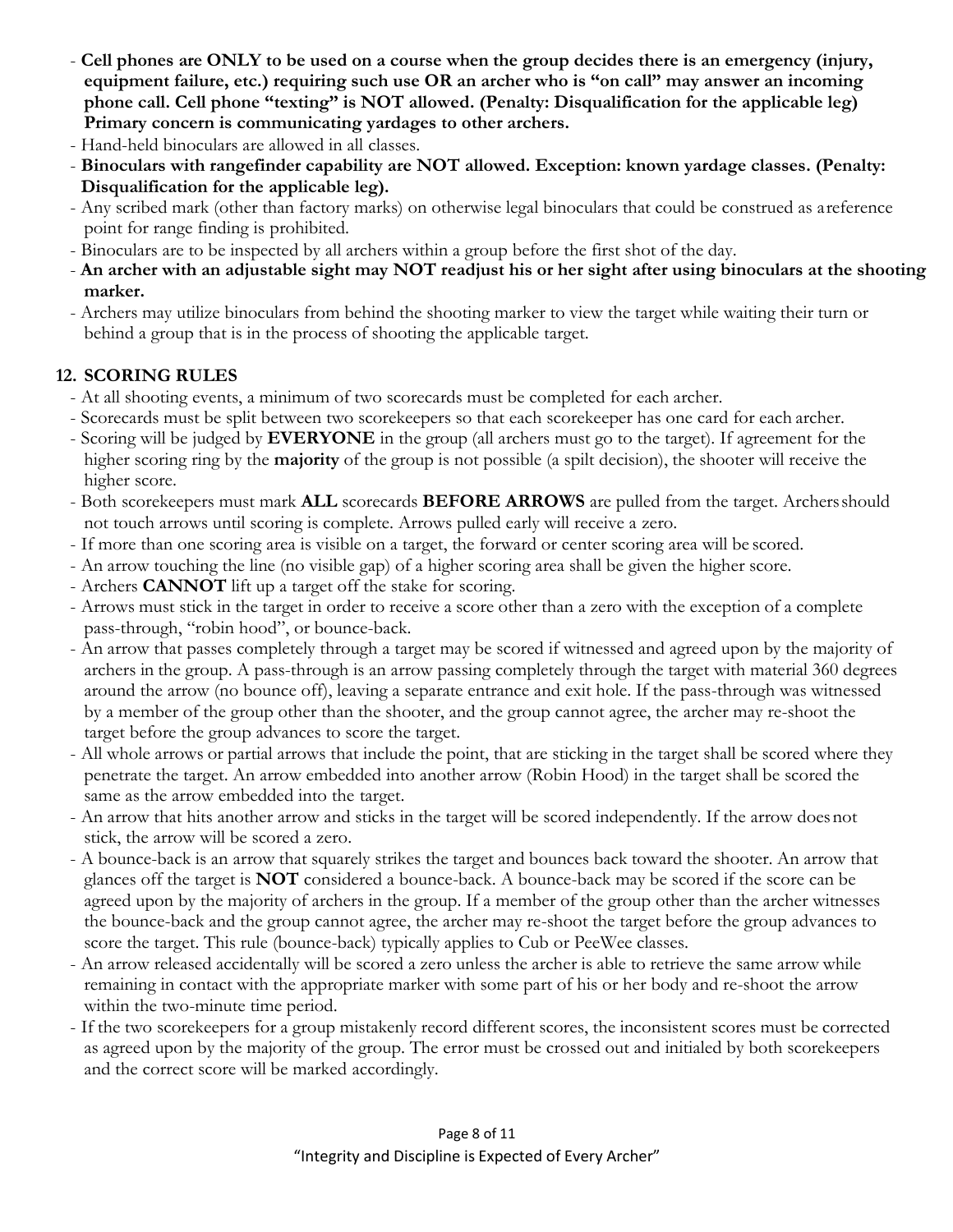- **Cell phones are ONLY to be used on a course when the group decides there is an emergency (injury, equipment failure, etc.) requiring such use OR an archer who is "on call" may answer an incoming phone call. Cell phone "texting" is NOT allowed. (Penalty: Disqualification for the applicable leg) Primary concern is communicating yardages to other archers.**
- Hand-held binoculars are allowed in all classes.
- **Binoculars with rangefinder capability are NOT allowed. Exception: known yardage classes. (Penalty: Disqualification for the applicable leg).**
- Any scribed mark (other than factory marks) on otherwise legal binoculars that could be construed as a reference point for range finding is prohibited.
- Binoculars are to be inspected by all archers within a group before the first shot of the day.
- **An archer with an adjustable sight may NOT readjust his or her sight after using binoculars at the shooting marker.**
- Archers may utilize binoculars from behind the shooting marker to view the target while waiting their turn or behind a group that is in the process of shooting the applicable target.

## 12. SCORING RULES

- At all shooting events, a minimum of two scorecards must be completed for each archer.
- Scorecards must be split between two scorekeepers so that each scorekeeper has one card for each archer.
- Scoring will be judged by **EVERYONE** in the group (all archers must go to the target). If agreement for the higher scoring ring by the **majority** of the group is not possible (a spilt decision), the shooter will receive the higher score.
- Both scorekeepers must mark **ALL** scorecards **BEFORE ARROWS** are pulled from the target. Archers should not touch arrows until scoring is complete. Arrows pulled early will receive a zero.
- If more than one scoring area is visible on a target, the forward or center scoring area will be scored.
- An arrow touching the line (no visible gap) of a higher scoring area shall be given the higher score.
- Archers **CANNOT** lift up a target off the stake for scoring.
- Arrows must stick in the target in order to receive a score other than a zero with the exception of a complete pass-through, "robin hood", or bounce-back.
- An arrow that passes completely through a target may be scored if witnessed and agreed upon by the majority of archers in the group. A pass-through is an arrow passing completely through the target with material 360 degrees around the arrow (no bounce off), leaving a separate entrance and exit hole. If the pass-through was witnessed by a member of the group other than the shooter, and the group cannot agree, the archer may re-shoot the target before the group advances to score the target.
- All whole arrows or partial arrows that include the point, that are sticking in the target shall be scored where they penetrate the target. An arrow embedded into another arrow (Robin Hood) in the target shall be scored the same as the arrow embedded into the target.
- An arrow that hits another arrow and sticks in the target will be scored independently. If the arrow does not stick, the arrow will be scored a zero.
- A bounce-back is an arrow that squarely strikes the target and bounces back toward the shooter. An arrow that glances off the target is **NOT** considered a bounce-back. A bounce-back may be scored if the score can be agreed upon by the majority of archers in the group. If a member of the group other than the archer witnesses the bounce-back and the group cannot agree, the archer may re-shoot the target before the group advances to score the target. This rule (bounce-back) typically applies to Cub or PeeWee classes.
- An arrow released accidentally will be scored a zero unless the archer is able to retrieve the same arrow while remaining in contact with the appropriate marker with some part of his or her body and re-shoot the arrow within the two-minute time period.
- If the two scorekeepers for a group mistakenly record different scores, the inconsistent scores must be corrected as agreed upon by the majority of the group. The error must be crossed out and initialed by both scorekeepers and the correct score will be marked accordingly.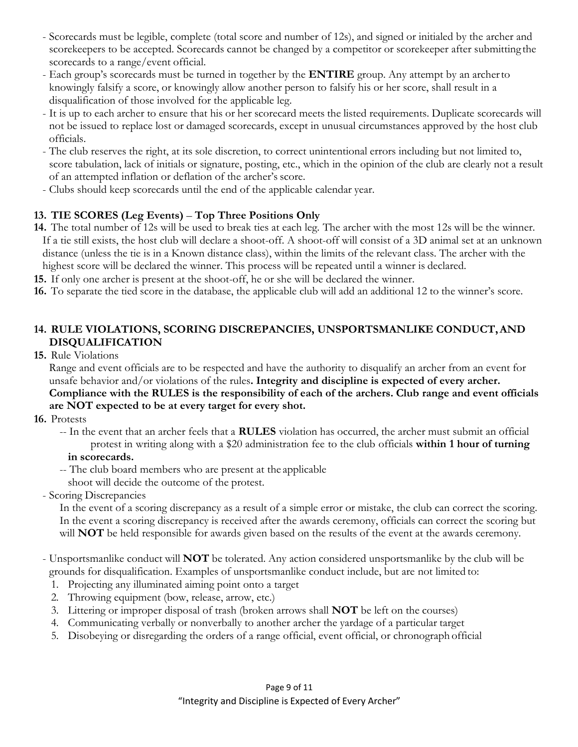- Scorecards must be legible, complete (total score and number of 12s), and signed or initialed by the archer and scorekeepers to be accepted. Scorecards cannot be changed by a competitor or scorekeeper after submitting the scorecards to a range/event official.
- Each group's scorecards must be turned in together by the **ENTIRE** group. Any attempt by an archer to knowingly falsify a score, or knowingly allow another person to falsify his or her score, shall result in a disqualification of those involved for the applicable leg.
- It is up to each archer to ensure that his or her scorecard meets the listed requirements. Duplicate scorecards will not be issued to replace lost or damaged scorecards, except in unusual circumstances approved by the host club officials.
- The club reserves the right, at its sole discretion, to correct unintentional errors including but not limited to, score tabulation, lack of initials or signature, posting, etc., which in the opinion of the club are clearly not a result of an attempted inflation or deflation of the archer's score.
- Clubs should keep scorecards until the end of the applicable calendar year.

## 13. TIE SCORES (Leg Events) – Top Three Positions Only

**14.** The total number of 12s will be used to break ties at each leg. The archer with the most 12s will be the winner. If a tie still exists, the host club will declare a shoot-off. A shoot-off will consist of a 3D animal set at an unknown distance (unless the tie is in a Known distance class), within the limits of the relevant class. The archer with the highest score will be declared the winner. This process will be repeated until a winner is declared.

**15.** If only one archer is present at the shoot-off, he or she will be declared the winner.

**16.** To separate the tied score in the database, the applicable club will add an additional 12 to the winner's score.

## 14. RULE VIOLATIONS, SCORING DISCREPANCIES, UNSPORTSMANLIKE CONDUCT, AND DISQUALIFICATION

**15.** Rule Violations

Range and event officials are to be respected and have the authority to disqualify an archer from an event for unsafe behavior and/or violations of the rules**. Integrity and discipline is expected of every archer. Compliance with the RULES is the responsibility of each of the archers. Club range and event officials are NOT expected to be at every target for every shot.**

**16.** Protests

-- In the event that an archer feels that a **RULES** violation has occurred, the archer must submit an official protest in writing along with a $20 administration fee to the club officials **within 1 hour of turning in scorecards.**

-- The club board members who are present at the applicable shoot will decide the outcome of the protest.

- Scoring Discrepancies

  In the event of a scoring discrepancy as a result of a simple error or mistake, the club can correct the scoring. In the event a scoring discrepancy is received after the awards ceremony, officials can correct the scoring but will **NOT** be held responsible for awards given based on the results of the event at the awards ceremony.

- Unsportsmanlike conduct will **NOT** be tolerated. Any action considered unsportsmanlike by the club will be grounds for disqualification. Examples of unsportsmanlike conduct include, but are not limited to:
  1. Projecting any illuminated aiming point onto a target
  2. Throwing equipment (bow, release, arrow, etc.)
  3. Littering or improper disposal of trash (broken arrows shall **NOT** be left on the courses)
  4. Communicating verbally or nonverbally to another archer the yardage of a particular target
  5. Disobeying or disregarding the orders of a range official, event official, or chronograph official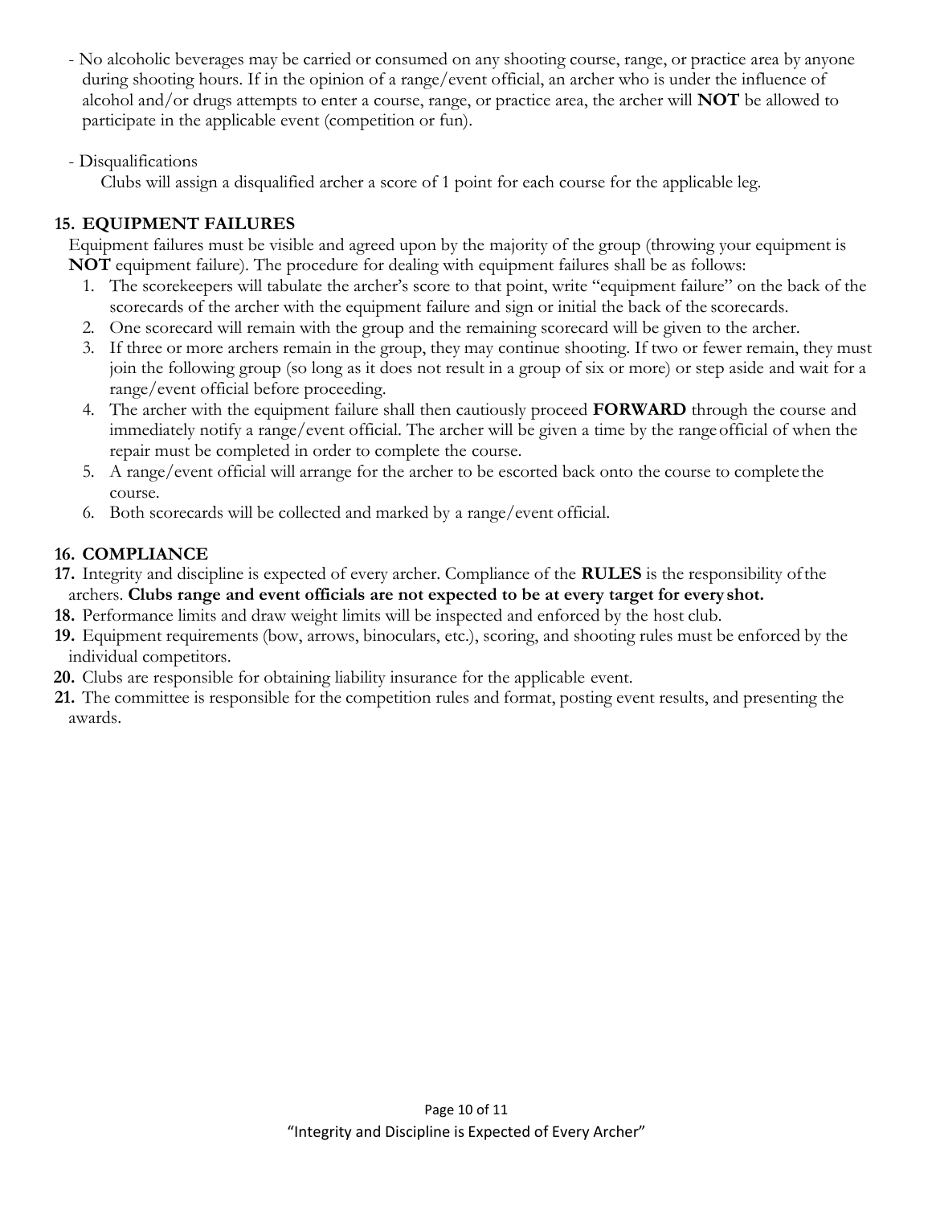- No alcoholic beverages may be carried or consumed on any shooting course, range, or practice area by anyone during shooting hours. If in the opinion of a range/event official, an archer who is under the influence of alcohol and/or drugs attempts to enter a course, range, or practice area, the archer will **NOT** be allowed to participate in the applicable event (competition or fun).

- Disqualifications

  Clubs will assign a disqualified archer a score of 1 point for each course for the applicable leg.

### 15. EQUIPMENT FAILURES

Equipment failures must be visible and agreed upon by the majority of the group (throwing your equipment is **NOT** equipment failure). The procedure for dealing with equipment failures shall be as follows:

1. The scorekeepers will tabulate the archer's score to that point, write "equipment failure" on the back of the scorecards of the archer with the equipment failure and sign or initial the back of the scorecards.
2. One scorecard will remain with the group and the remaining scorecard will be given to the archer.
3. If three or more archers remain in the group, they may continue shooting. If two or fewer remain, they must join the following group (so long as it does not result in a group of six or more) or step aside and wait for a range/event official before proceeding.
4. The archer with the equipment failure shall then cautiously proceed **FORWARD** through the course and immediately notify a range/event official. The archer will be given a time by the range official of when the repair must be completed in order to complete the course.
5. A range/event official will arrange for the archer to be escorted back onto the course to complete the course.
6. Both scorecards will be collected and marked by a range/event official.

### 16. COMPLIANCE

**17.** Integrity and discipline is expected of every archer. Compliance of the **RULES** is the responsibility of the archers. **Clubs range and event officials are not expected to be at every target for every shot.**

**18.** Performance limits and draw weight limits will be inspected and enforced by the host club.

**19.** Equipment requirements (bow, arrows, binoculars, etc.), scoring, and shooting rules must be enforced by the individual competitors.

**20.** Clubs are responsible for obtaining liability insurance for the applicable event.

**21.** The committee is responsible for the competition rules and format, posting event results, and presenting the awards.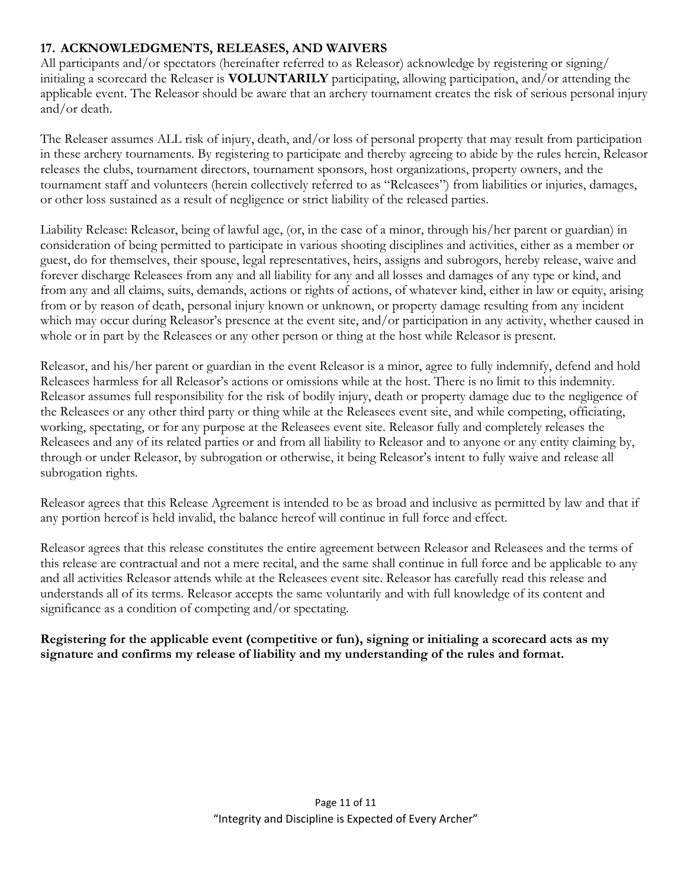## 17. ACKNOWLEDGMENTS, RELEASES, AND WAIVERS

All participants and/or spectators (hereinafter referred to as Releasor) acknowledge by registering or signing/ initialing a scorecard the Releaser is **VOLUNTARILY** participating, allowing participation, and/or attending the applicable event. The Releasor should be aware that an archery tournament creates the risk of serious personal injury and/or death.

The Releaser assumes ALL risk of injury, death, and/or loss of personal property that may result from participation in these archery tournaments. By registering to participate and thereby agreeing to abide by the rules herein, Releasor releases the clubs, tournament directors, tournament sponsors, host organizations, property owners, and the tournament staff and volunteers (herein collectively referred to as "Releasees") from liabilities or injuries, damages, or other loss sustained as a result of negligence or strict liability of the released parties.

Liability Release: Releasor, being of lawful age, (or, in the case of a minor, through his/her parent or guardian) in consideration of being permitted to participate in various shooting disciplines and activities, either as a member or guest, do for themselves, their spouse, legal representatives, heirs, assigns and subrogors, hereby release, waive and forever discharge Releasees from any and all liability for any and all losses and damages of any type or kind, and from any and all claims, suits, demands, actions or rights of actions, of whatever kind, either in law or equity, arising from or by reason of death, personal injury known or unknown, or property damage resulting from any incident which may occur during Releasor's presence at the event site, and/or participation in any activity, whether caused in whole or in part by the Releasees or any other person or thing at the host while Releasor is present.

Releasor, and his/her parent or guardian in the event Releasor is a minor, agree to fully indemnify, defend and hold Releasees harmless for all Releasor's actions or omissions while at the host. There is no limit to this indemnity. Releasor assumes full responsibility for the risk of bodily injury, death or property damage due to the negligence of the Releasees or any other third party or thing while at the Releasees event site, and while competing, officiating, working, spectating, or for any purpose at the Releasees event site. Releasor fully and completely releases the Releasees and any of its related parties or and from all liability to Releasor and to anyone or any entity claiming by, through or under Releasor, by subrogation or otherwise, it being Releasor's intent to fully waive and release all subrogation rights.

Releasor agrees that this Release Agreement is intended to be as broad and inclusive as permitted by law and that if any portion hereof is held invalid, the balance hereof will continue in full force and effect.

Releasor agrees that this release constitutes the entire agreement between Releasor and Releasees and the terms of this release are contractual and not a mere recital, and the same shall continue in full force and be applicable to any and all activities Releasor attends while at the Releasees event site. Releasor has carefully read this release and understands all of its terms. Releasor accepts the same voluntarily and with full knowledge of its content and significance as a condition of competing and/or spectating.

**Registering for the applicable event (competitive or fun), signing or initialing a scorecard acts as my signature and confirms my release of liability and my understanding of the rules and format.**